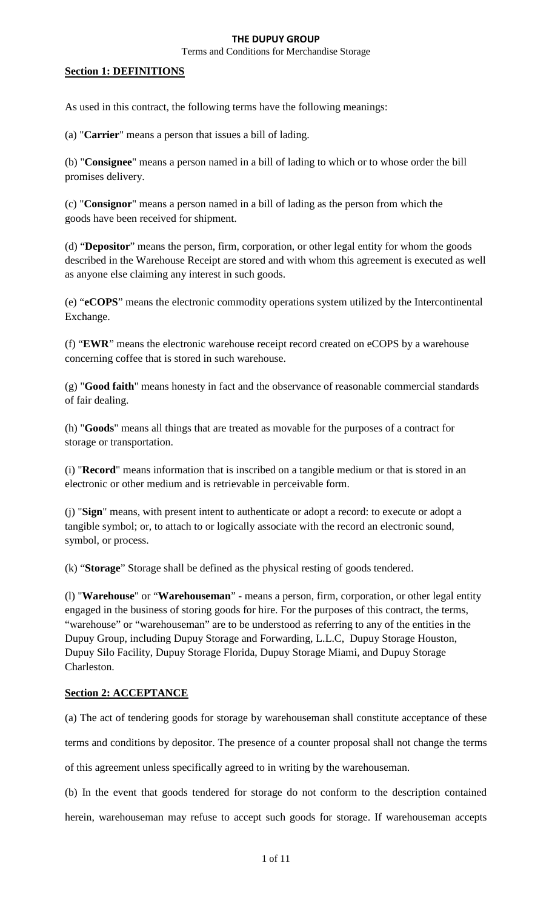# THE DUPUY GROUP

Terms and Conditions for Merchandise Storage

## Section 1: DEFINITIONS

As used in this contract, the following terms have the following meanings:

(a) "**Carrier**" means a person that issues a bill of lading.

(b) "**Consignee**" means a person named in a bill of lading to which or to whose order the bill promises delivery.

(c) "**Consignor**" means a person named in a bill of lading as the person from which the goods have been received for shipment.

(d) "**Depositor**" means the person, firm, corporation, or other legal entity for whom the goods described in the Warehouse Receipt are stored and with whom this agreement is executed as well as anyone else claiming any interest in such goods.

(e) "**eCOPS**" means the electronic commodity operations system utilized by the Intercontinental Exchange.

(f) "**EWR**" means the electronic warehouse receipt record created on eCOPS by a warehouse concerning coffee that is stored in such warehouse.

(g) "**Good faith**" means honesty in fact and the observance of reasonable commercial standards of fair dealing.

(h) "**Goods**" means all things that are treated as movable for the purposes of a contract for storage or transportation.

(i) "**Record**" means information that is inscribed on a tangible medium or that is stored in an electronic or other medium and is retrievable in perceivable form.

(j) "**Sign**" means, with present intent to authenticate or adopt a record: to execute or adopt a tangible symbol; or, to attach to or logically associate with the record an electronic sound, symbol, or process.

(k) "**Storage**" Storage shall be defined as the physical resting of goods tendered.

(l) "**Warehouse**" or "**Warehouseman**" - means a person, firm, corporation, or other legal entity engaged in the business of storing goods for hire. For the purposes of this contract, the terms, "warehouse" or "warehouseman" are to be understood as referring to any of the entities in the Dupuy Group, including Dupuy Storage and Forwarding, L.L.C, Dupuy Storage Houston, Dupuy Silo Facility, Dupuy Storage Florida, Dupuy Storage Miami, and Dupuy Storage Charleston.

## Section 2: ACCEPTANCE

(a) The act of tendering goods for storage by warehouseman shall constitute acceptance of these terms and conditions by depositor. The presence of a counter proposal shall not change the terms of this agreement unless specifically agreed to in writing by the warehouseman.

(b) In the event that goods tendered for storage do not conform to the description contained herein, warehouseman may refuse to accept such goods for storage. If warehouseman accepts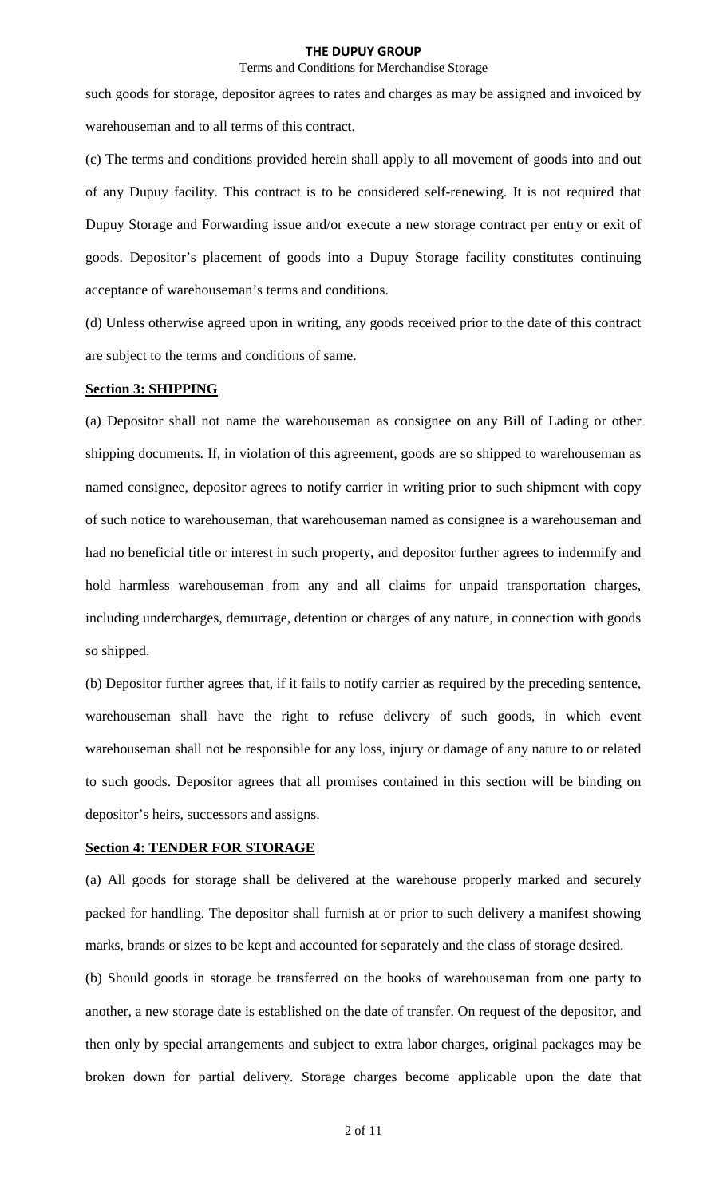such goods for storage, depositor agrees to rates and charges as may be assigned and invoiced by warehouseman and to all terms of this contract.

(c) The terms and conditions provided herein shall apply to all movement of goods into and out of any Dupuy facility. This contract is to be considered self-renewing. It is not required that Dupuy Storage and Forwarding issue and/or execute a new storage contract per entry or exit of goods. Depositor's placement of goods into a Dupuy Storage facility constitutes continuing acceptance of warehouseman's terms and conditions.

(d) Unless otherwise agreed upon in writing, any goods received prior to the date of this contract are subject to the terms and conditions of same.

**Section 3: SHIPPING**

(a) Depositor shall not name the warehouseman as consignee on any Bill of Lading or other shipping documents. If, in violation of this agreement, goods are so shipped to warehouseman as named consignee, depositor agrees to notify carrier in writing prior to such shipment with copy of such notice to warehouseman, that warehouseman named as consignee is a warehouseman and had no beneficial title or interest in such property, and depositor further agrees to indemnify and hold harmless warehouseman from any and all claims for unpaid transportation charges, including undercharges, demurrage, detention or charges of any nature, in connection with goods so shipped.

(b) Depositor further agrees that, if it fails to notify carrier as required by the preceding sentence, warehouseman shall have the right to refuse delivery of such goods, in which event warehouseman shall not be responsible for any loss, injury or damage of any nature to or related to such goods. Depositor agrees that all promises contained in this section will be binding on depositor's heirs, successors and assigns.

**Section 4: TENDER FOR STORAGE**

(a) All goods for storage shall be delivered at the warehouse properly marked and securely packed for handling. The depositor shall furnish at or prior to such delivery a manifest showing marks, brands or sizes to be kept and accounted for separately and the class of storage desired.

(b) Should goods in storage be transferred on the books of warehouseman from one party to another, a new storage date is established on the date of transfer. On request of the depositor, and then only by special arrangements and subject to extra labor charges, original packages may be broken down for partial delivery. Storage charges become applicable upon the date that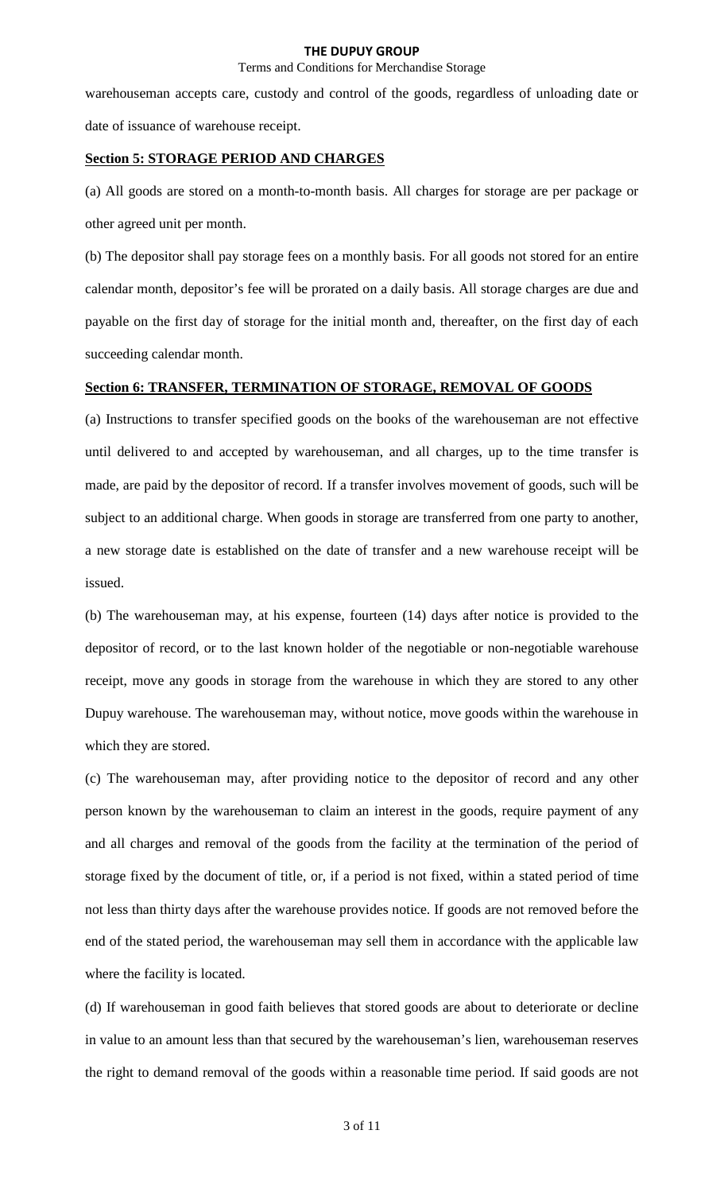warehouseman accepts care, custody and control of the goods, regardless of unloading date or date of issuance of warehouse receipt.

## Section 5: STORAGE PERIOD AND CHARGES

(a) All goods are stored on a month-to-month basis. All charges for storage are per package or other agreed unit per month.

(b) The depositor shall pay storage fees on a monthly basis. For all goods not stored for an entire calendar month, depositor's fee will be prorated on a daily basis. All storage charges are due and payable on the first day of storage for the initial month and, thereafter, on the first day of each succeeding calendar month.

## Section 6: TRANSFER, TERMINATION OF STORAGE, REMOVAL OF GOODS

(a) Instructions to transfer specified goods on the books of the warehouseman are not effective until delivered to and accepted by warehouseman, and all charges, up to the time transfer is made, are paid by the depositor of record. If a transfer involves movement of goods, such will be subject to an additional charge. When goods in storage are transferred from one party to another, a new storage date is established on the date of transfer and a new warehouse receipt will be issued.

(b) The warehouseman may, at his expense, fourteen (14) days after notice is provided to the depositor of record, or to the last known holder of the negotiable or non-negotiable warehouse receipt, move any goods in storage from the warehouse in which they are stored to any other Dupuy warehouse. The warehouseman may, without notice, move goods within the warehouse in which they are stored.

(c) The warehouseman may, after providing notice to the depositor of record and any other person known by the warehouseman to claim an interest in the goods, require payment of any and all charges and removal of the goods from the facility at the termination of the period of storage fixed by the document of title, or, if a period is not fixed, within a stated period of time not less than thirty days after the warehouse provides notice. If goods are not removed before the end of the stated period, the warehouseman may sell them in accordance with the applicable law where the facility is located.

(d) If warehouseman in good faith believes that stored goods are about to deteriorate or decline in value to an amount less than that secured by the warehouseman's lien, warehouseman reserves the right to demand removal of the goods within a reasonable time period. If said goods are not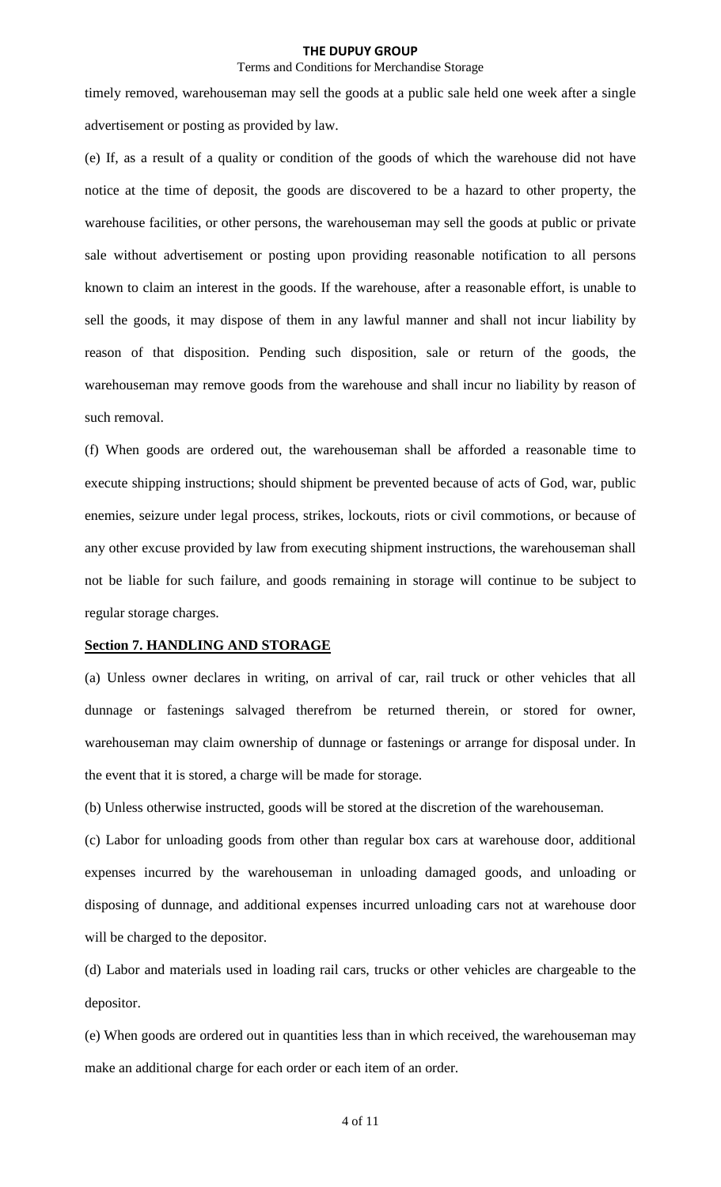timely removed, warehouseman may sell the goods at a public sale held one week after a single advertisement or posting as provided by law.

(e) If, as a result of a quality or condition of the goods of which the warehouse did not have notice at the time of deposit, the goods are discovered to be a hazard to other property, the warehouse facilities, or other persons, the warehouseman may sell the goods at public or private sale without advertisement or posting upon providing reasonable notification to all persons known to claim an interest in the goods. If the warehouse, after a reasonable effort, is unable to sell the goods, it may dispose of them in any lawful manner and shall not incur liability by reason of that disposition. Pending such disposition, sale or return of the goods, the warehouseman may remove goods from the warehouse and shall incur no liability by reason of such removal.

(f) When goods are ordered out, the warehouseman shall be afforded a reasonable time to execute shipping instructions; should shipment be prevented because of acts of God, war, public enemies, seizure under legal process, strikes, lockouts, riots or civil commotions, or because of any other excuse provided by law from executing shipment instructions, the warehouseman shall not be liable for such failure, and goods remaining in storage will continue to be subject to regular storage charges.

## Section 7. HANDLING AND STORAGE

(a) Unless owner declares in writing, on arrival of car, rail truck or other vehicles that all dunnage or fastenings salvaged therefrom be returned therein, or stored for owner, warehouseman may claim ownership of dunnage or fastenings or arrange for disposal under. In the event that it is stored, a charge will be made for storage.

(b) Unless otherwise instructed, goods will be stored at the discretion of the warehouseman.

(c) Labor for unloading goods from other than regular box cars at warehouse door, additional expenses incurred by the warehouseman in unloading damaged goods, and unloading or disposing of dunnage, and additional expenses incurred unloading cars not at warehouse door will be charged to the depositor.

(d) Labor and materials used in loading rail cars, trucks or other vehicles are chargeable to the depositor.

(e) When goods are ordered out in quantities less than in which received, the warehouseman may make an additional charge for each order or each item of an order.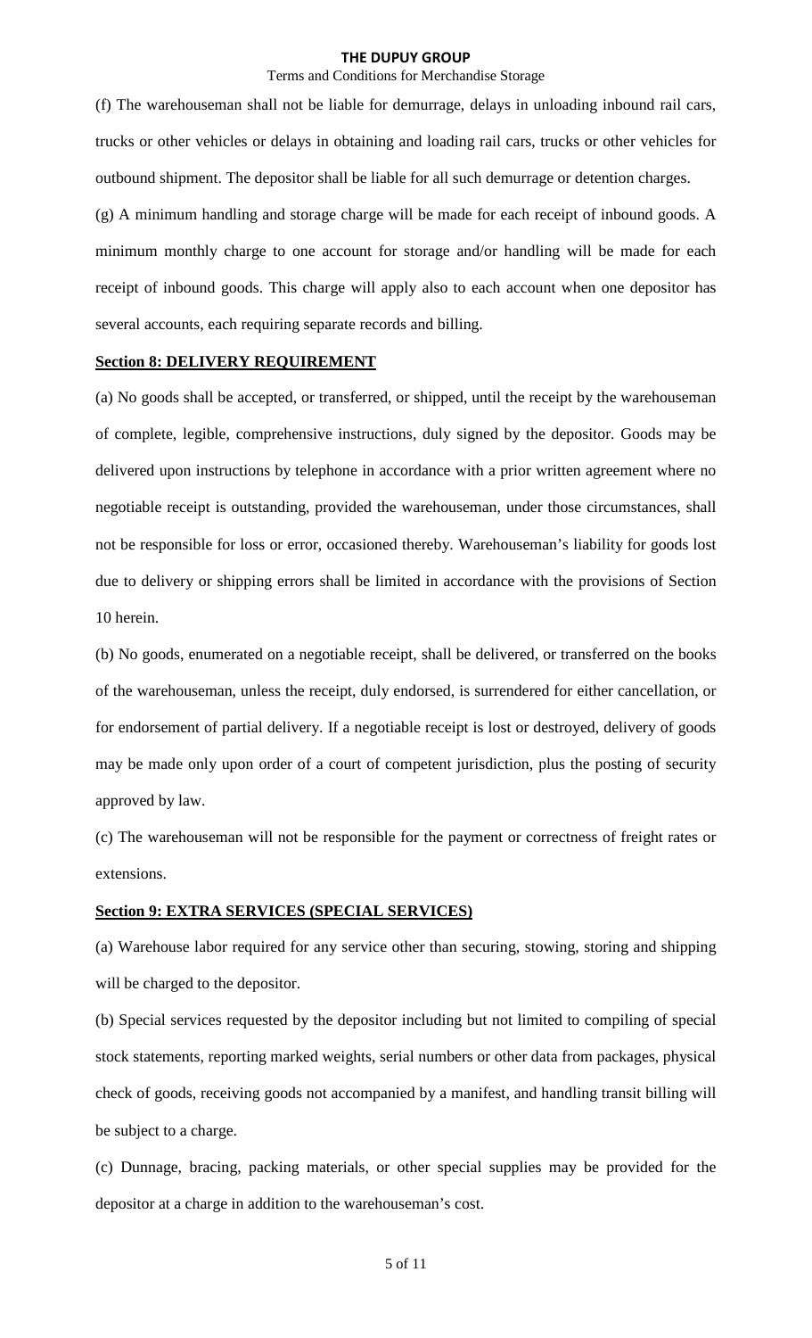(f) The warehouseman shall not be liable for demurrage, delays in unloading inbound rail cars, trucks or other vehicles or delays in obtaining and loading rail cars, trucks or other vehicles for outbound shipment. The depositor shall be liable for all such demurrage or detention charges.

(g) A minimum handling and storage charge will be made for each receipt of inbound goods. A minimum monthly charge to one account for storage and/or handling will be made for each receipt of inbound goods. This charge will apply also to each account when one depositor has several accounts, each requiring separate records and billing.

**Section 8: DELIVERY REQUIREMENT**

(a) No goods shall be accepted, or transferred, or shipped, until the receipt by the warehouseman of complete, legible, comprehensive instructions, duly signed by the depositor. Goods may be delivered upon instructions by telephone in accordance with a prior written agreement where no negotiable receipt is outstanding, provided the warehouseman, under those circumstances, shall not be responsible for loss or error, occasioned thereby. Warehouseman's liability for goods lost due to delivery or shipping errors shall be limited in accordance with the provisions of Section 10 herein.

(b) No goods, enumerated on a negotiable receipt, shall be delivered, or transferred on the books of the warehouseman, unless the receipt, duly endorsed, is surrendered for either cancellation, or for endorsement of partial delivery. If a negotiable receipt is lost or destroyed, delivery of goods may be made only upon order of a court of competent jurisdiction, plus the posting of security approved by law.

(c) The warehouseman will not be responsible for the payment or correctness of freight rates or extensions.

**Section 9: EXTRA SERVICES (SPECIAL SERVICES)**

(a) Warehouse labor required for any service other than securing, stowing, storing and shipping will be charged to the depositor.

(b) Special services requested by the depositor including but not limited to compiling of special stock statements, reporting marked weights, serial numbers or other data from packages, physical check of goods, receiving goods not accompanied by a manifest, and handling transit billing will be subject to a charge.

(c) Dunnage, bracing, packing materials, or other special supplies may be provided for the depositor at a charge in addition to the warehouseman's cost.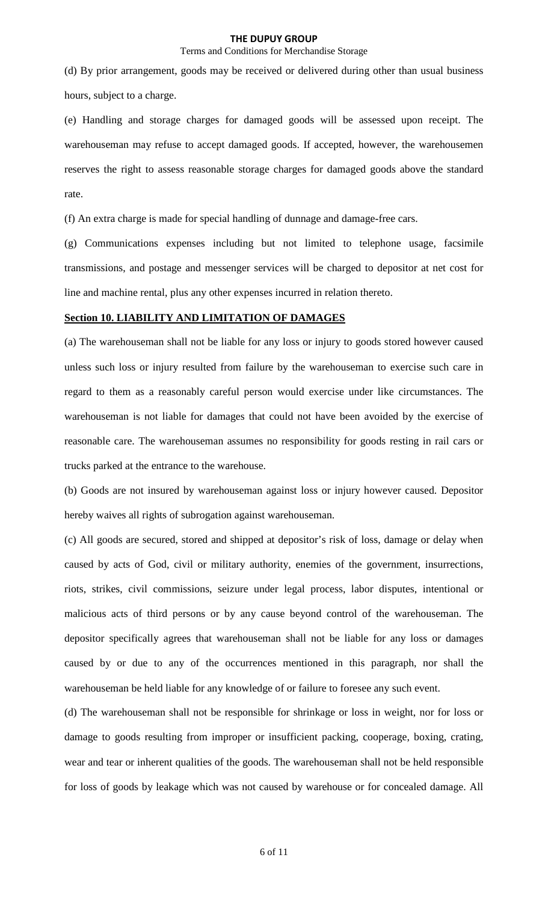(d) By prior arrangement, goods may be received or delivered during other than usual business hours, subject to a charge.

(e) Handling and storage charges for damaged goods will be assessed upon receipt. The warehouseman may refuse to accept damaged goods. If accepted, however, the warehousemen reserves the right to assess reasonable storage charges for damaged goods above the standard rate.

(f) An extra charge is made for special handling of dunnage and damage-free cars.

(g) Communications expenses including but not limited to telephone usage, facsimile transmissions, and postage and messenger services will be charged to depositor at net cost for line and machine rental, plus any other expenses incurred in relation thereto.

**Section 10. LIABILITY AND LIMITATION OF DAMAGES**

(a) The warehouseman shall not be liable for any loss or injury to goods stored however caused unless such loss or injury resulted from failure by the warehouseman to exercise such care in regard to them as a reasonably careful person would exercise under like circumstances. The warehouseman is not liable for damages that could not have been avoided by the exercise of reasonable care. The warehouseman assumes no responsibility for goods resting in rail cars or trucks parked at the entrance to the warehouse.

(b) Goods are not insured by warehouseman against loss or injury however caused. Depositor hereby waives all rights of subrogation against warehouseman.

(c) All goods are secured, stored and shipped at depositor's risk of loss, damage or delay when caused by acts of God, civil or military authority, enemies of the government, insurrections, riots, strikes, civil commissions, seizure under legal process, labor disputes, intentional or malicious acts of third persons or by any cause beyond control of the warehouseman. The depositor specifically agrees that warehouseman shall not be liable for any loss or damages caused by or due to any of the occurrences mentioned in this paragraph, nor shall the warehouseman be held liable for any knowledge of or failure to foresee any such event.

(d) The warehouseman shall not be responsible for shrinkage or loss in weight, nor for loss or damage to goods resulting from improper or insufficient packing, cooperage, boxing, crating, wear and tear or inherent qualities of the goods. The warehouseman shall not be held responsible for loss of goods by leakage which was not caused by warehouse or for concealed damage. All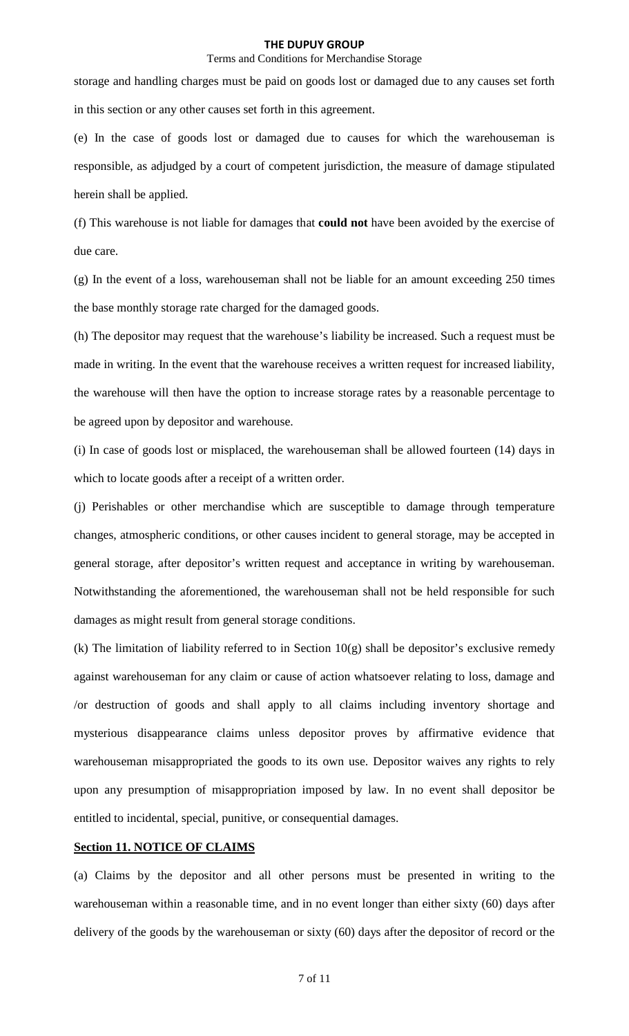storage and handling charges must be paid on goods lost or damaged due to any causes set forth in this section or any other causes set forth in this agreement.

(e) In the case of goods lost or damaged due to causes for which the warehouseman is responsible, as adjudged by a court of competent jurisdiction, the measure of damage stipulated herein shall be applied.

(f) This warehouse is not liable for damages that **could not** have been avoided by the exercise of due care.

(g) In the event of a loss, warehouseman shall not be liable for an amount exceeding 250 times the base monthly storage rate charged for the damaged goods.

(h) The depositor may request that the warehouse's liability be increased. Such a request must be made in writing. In the event that the warehouse receives a written request for increased liability, the warehouse will then have the option to increase storage rates by a reasonable percentage to be agreed upon by depositor and warehouse.

(i) In case of goods lost or misplaced, the warehouseman shall be allowed fourteen (14) days in which to locate goods after a receipt of a written order.

(j) Perishables or other merchandise which are susceptible to damage through temperature changes, atmospheric conditions, or other causes incident to general storage, may be accepted in general storage, after depositor's written request and acceptance in writing by warehouseman. Notwithstanding the aforementioned, the warehouseman shall not be held responsible for such damages as might result from general storage conditions.

(k) The limitation of liability referred to in Section 10(g) shall be depositor's exclusive remedy against warehouseman for any claim or cause of action whatsoever relating to loss, damage and /or destruction of goods and shall apply to all claims including inventory shortage and mysterious disappearance claims unless depositor proves by affirmative evidence that warehouseman misappropriated the goods to its own use. Depositor waives any rights to rely upon any presumption of misappropriation imposed by law. In no event shall depositor be entitled to incidental, special, punitive, or consequential damages.

## **Section 11. NOTICE OF CLAIMS**

(a) Claims by the depositor and all other persons must be presented in writing to the warehouseman within a reasonable time, and in no event longer than either sixty (60) days after delivery of the goods by the warehouseman or sixty (60) days after the depositor of record or the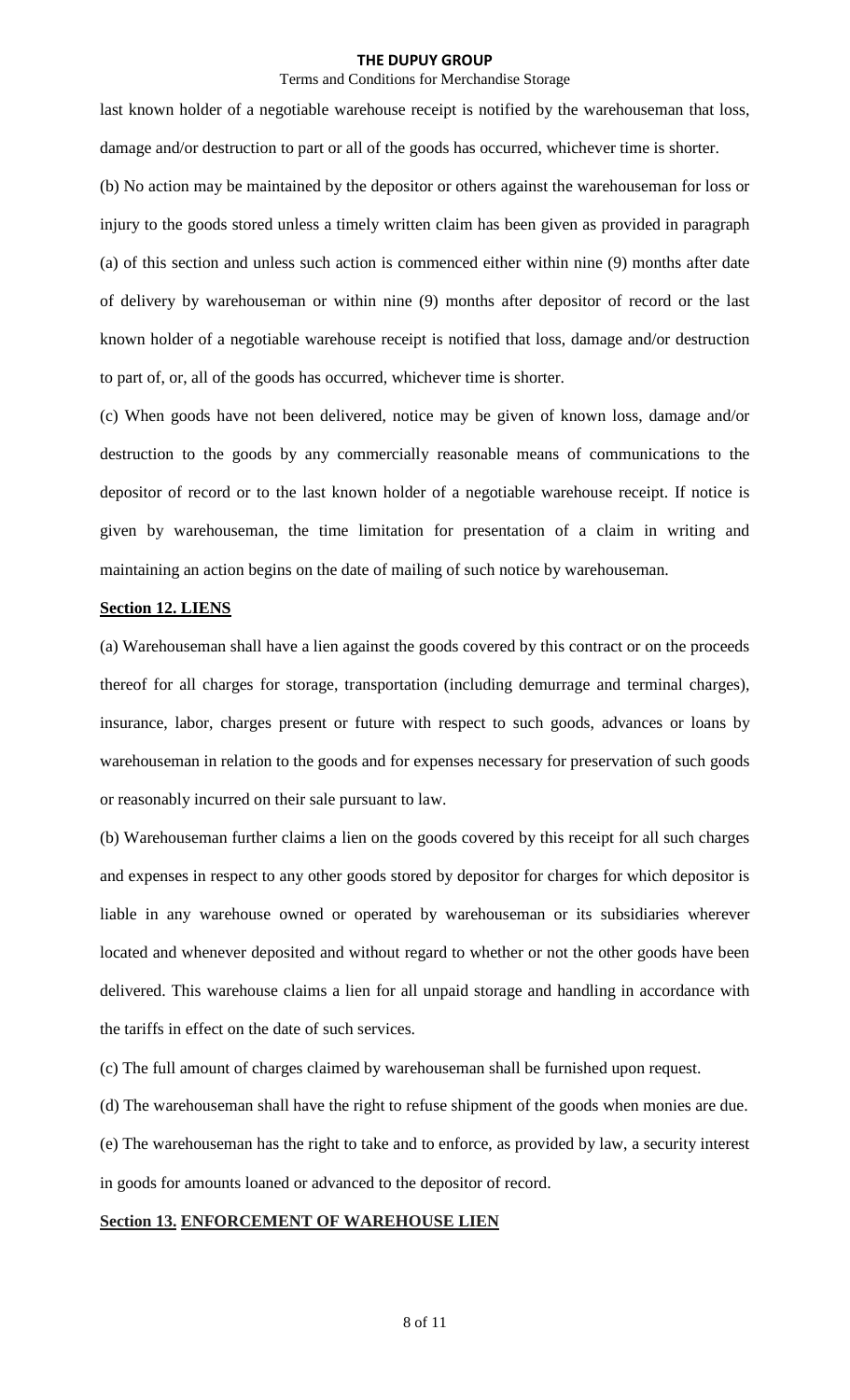last known holder of a negotiable warehouse receipt is notified by the warehouseman that loss, damage and/or destruction to part or all of the goods has occurred, whichever time is shorter.

(b) No action may be maintained by the depositor or others against the warehouseman for loss or injury to the goods stored unless a timely written claim has been given as provided in paragraph (a) of this section and unless such action is commenced either within nine (9) months after date of delivery by warehouseman or within nine (9) months after depositor of record or the last known holder of a negotiable warehouse receipt is notified that loss, damage and/or destruction to part of, or, all of the goods has occurred, whichever time is shorter.

(c) When goods have not been delivered, notice may be given of known loss, damage and/or destruction to the goods by any commercially reasonable means of communications to the depositor of record or to the last known holder of a negotiable warehouse receipt. If notice is given by warehouseman, the time limitation for presentation of a claim in writing and maintaining an action begins on the date of mailing of such notice by warehouseman.

**Section 12. LIENS**

(a) Warehouseman shall have a lien against the goods covered by this contract or on the proceeds thereof for all charges for storage, transportation (including demurrage and terminal charges), insurance, labor, charges present or future with respect to such goods, advances or loans by warehouseman in relation to the goods and for expenses necessary for preservation of such goods or reasonably incurred on their sale pursuant to law.

(b) Warehouseman further claims a lien on the goods covered by this receipt for all such charges and expenses in respect to any other goods stored by depositor for charges for which depositor is liable in any warehouse owned or operated by warehouseman or its subsidiaries wherever located and whenever deposited and without regard to whether or not the other goods have been delivered. This warehouse claims a lien for all unpaid storage and handling in accordance with the tariffs in effect on the date of such services.

(c) The full amount of charges claimed by warehouseman shall be furnished upon request.

(d) The warehouseman shall have the right to refuse shipment of the goods when monies are due.

(e) The warehouseman has the right to take and to enforce, as provided by law, a security interest in goods for amounts loaned or advanced to the depositor of record.

**Section 13. ENFORCEMENT OF WAREHOUSE LIEN**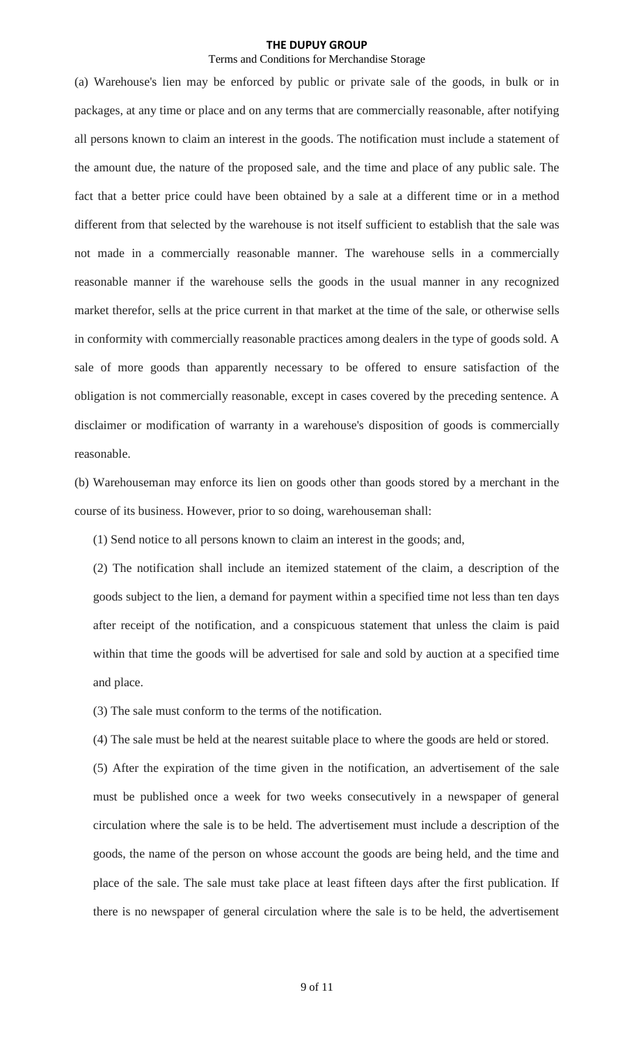(a) Warehouse's lien may be enforced by public or private sale of the goods, in bulk or in packages, at any time or place and on any terms that are commercially reasonable, after notifying all persons known to claim an interest in the goods. The notification must include a statement of the amount due, the nature of the proposed sale, and the time and place of any public sale. The fact that a better price could have been obtained by a sale at a different time or in a method different from that selected by the warehouse is not itself sufficient to establish that the sale was not made in a commercially reasonable manner. The warehouse sells in a commercially reasonable manner if the warehouse sells the goods in the usual manner in any recognized market therefor, sells at the price current in that market at the time of the sale, or otherwise sells in conformity with commercially reasonable practices among dealers in the type of goods sold. A sale of more goods than apparently necessary to be offered to ensure satisfaction of the obligation is not commercially reasonable, except in cases covered by the preceding sentence. A disclaimer or modification of warranty in a warehouse's disposition of goods is commercially reasonable.

(b) Warehouseman may enforce its lien on goods other than goods stored by a merchant in the course of its business. However, prior to so doing, warehouseman shall:

(1) Send notice to all persons known to claim an interest in the goods; and,

(2) The notification shall include an itemized statement of the claim, a description of the goods subject to the lien, a demand for payment within a specified time not less than ten days after receipt of the notification, and a conspicuous statement that unless the claim is paid within that time the goods will be advertised for sale and sold by auction at a specified time and place.

(3) The sale must conform to the terms of the notification.

(4) The sale must be held at the nearest suitable place to where the goods are held or stored.

(5) After the expiration of the time given in the notification, an advertisement of the sale must be published once a week for two weeks consecutively in a newspaper of general circulation where the sale is to be held. The advertisement must include a description of the goods, the name of the person on whose account the goods are being held, and the time and place of the sale. The sale must take place at least fifteen days after the first publication. If there is no newspaper of general circulation where the sale is to be held, the advertisement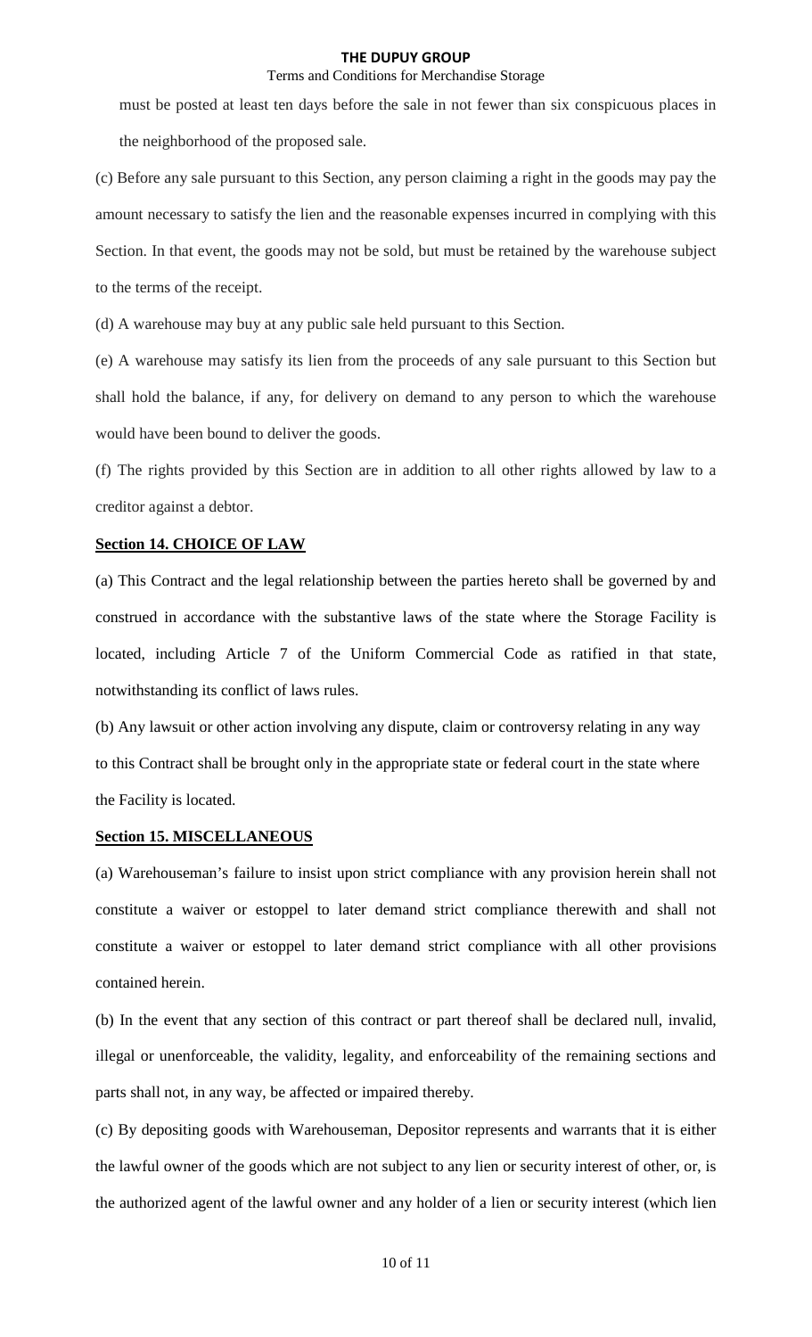must be posted at least ten days before the sale in not fewer than six conspicuous places in the neighborhood of the proposed sale.

(c) Before any sale pursuant to this Section, any person claiming a right in the goods may pay the amount necessary to satisfy the lien and the reasonable expenses incurred in complying with this Section. In that event, the goods may not be sold, but must be retained by the warehouse subject to the terms of the receipt.

(d) A warehouse may buy at any public sale held pursuant to this Section.

(e) A warehouse may satisfy its lien from the proceeds of any sale pursuant to this Section but shall hold the balance, if any, for delivery on demand to any person to which the warehouse would have been bound to deliver the goods.

(f) The rights provided by this Section are in addition to all other rights allowed by law to a creditor against a debtor.

## **Section 14. CHOICE OF LAW**

(a) This Contract and the legal relationship between the parties hereto shall be governed by and construed in accordance with the substantive laws of the state where the Storage Facility is located, including Article 7 of the Uniform Commercial Code as ratified in that state, notwithstanding its conflict of laws rules.

(b) Any lawsuit or other action involving any dispute, claim or controversy relating in any way to this Contract shall be brought only in the appropriate state or federal court in the state where the Facility is located.

## **Section 15. MISCELLANEOUS**

(a) Warehouseman's failure to insist upon strict compliance with any provision herein shall not constitute a waiver or estoppel to later demand strict compliance therewith and shall not constitute a waiver or estoppel to later demand strict compliance with all other provisions contained herein.

(b) In the event that any section of this contract or part thereof shall be declared null, invalid, illegal or unenforceable, the validity, legality, and enforceability of the remaining sections and parts shall not, in any way, be affected or impaired thereby.

(c) By depositing goods with Warehouseman, Depositor represents and warrants that it is either the lawful owner of the goods which are not subject to any lien or security interest of other, or, is the authorized agent of the lawful owner and any holder of a lien or security interest (which lien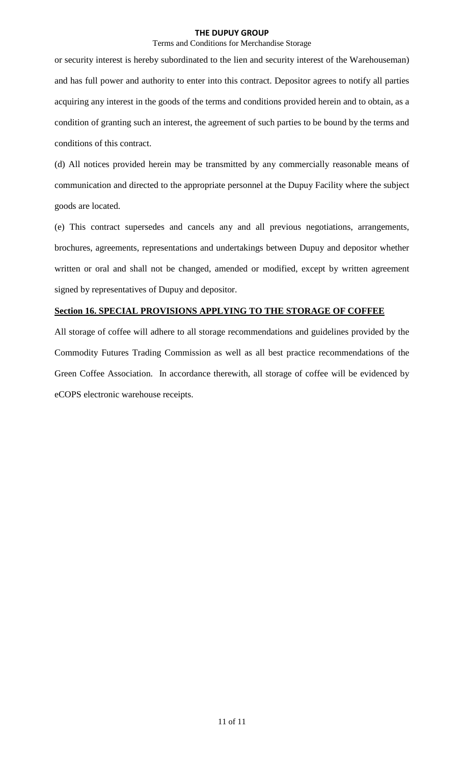or security interest is hereby subordinated to the lien and security interest of the Warehouseman) and has full power and authority to enter into this contract. Depositor agrees to notify all parties acquiring any interest in the goods of the terms and conditions provided herein and to obtain, as a condition of granting such an interest, the agreement of such parties to be bound by the terms and conditions of this contract.

(d) All notices provided herein may be transmitted by any commercially reasonable means of communication and directed to the appropriate personnel at the Dupuy Facility where the subject goods are located.

(e) This contract supersedes and cancels any and all previous negotiations, arrangements, brochures, agreements, representations and undertakings between Dupuy and depositor whether written or oral and shall not be changed, amended or modified, except by written agreement signed by representatives of Dupuy and depositor.

## Section 16. SPECIAL PROVISIONS APPLYING TO THE STORAGE OF COFFEE

All storage of coffee will adhere to all storage recommendations and guidelines provided by the Commodity Futures Trading Commission as well as all best practice recommendations of the Green Coffee Association. In accordance therewith, all storage of coffee will be evidenced by eCOPS electronic warehouse receipts.